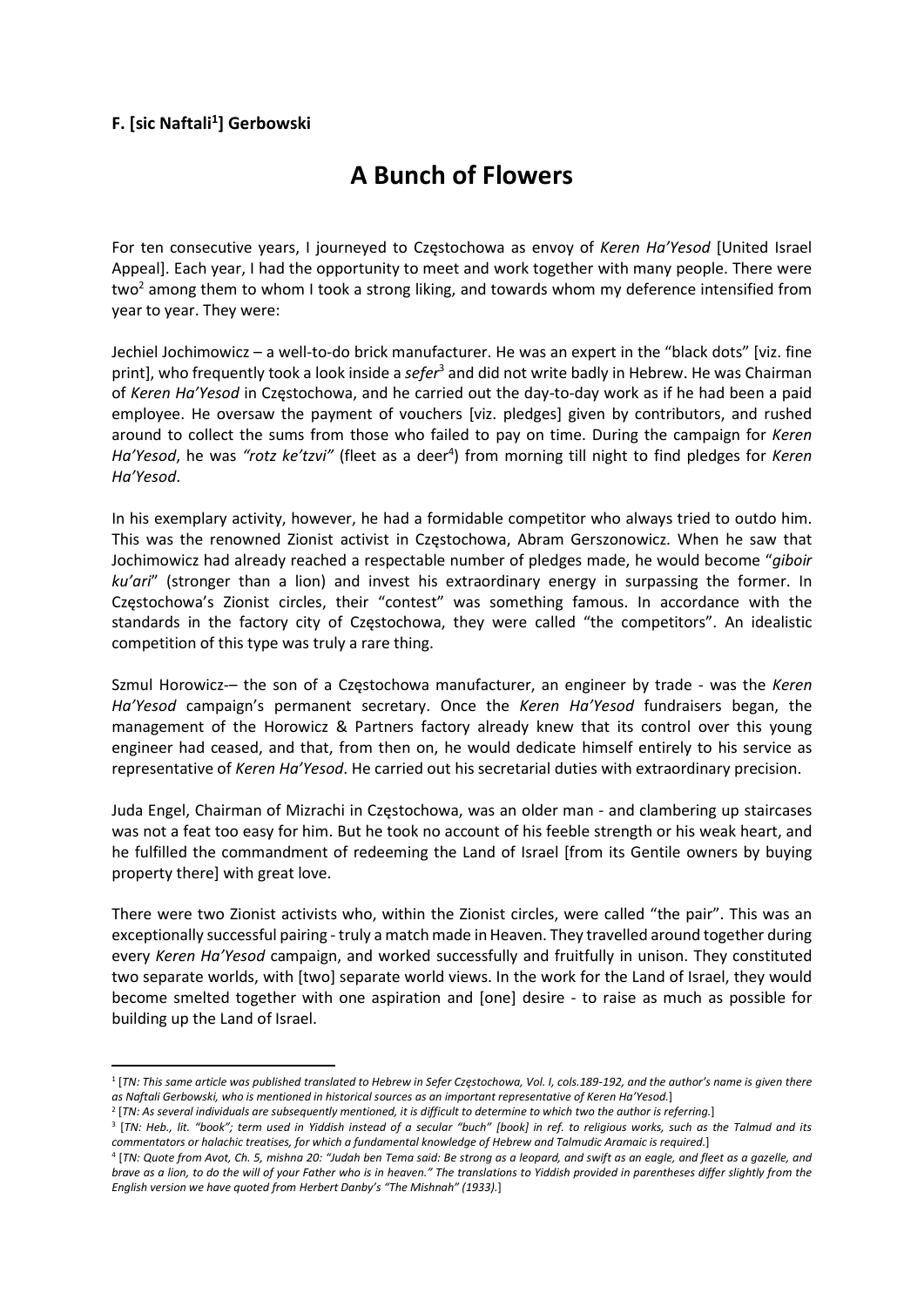**F. [sic Naftali[1]] Gerbowski**

# A Bunch of Flowers

For ten consecutive years, I journeyed to Częstochowa as envoy of *Keren Ha'Yesod* [United Israel Appeal]. Each year, I had the opportunity to meet and work together with many people. There were two[2] among them to whom I took a strong liking, and towards whom my deference intensified from year to year. They were:

Jechiel Jochimowicz – a well-to-do brick manufacturer. He was an expert in the "black dots" [viz. fine print], who frequently took a look inside a *sefer*[3] and did not write badly in Hebrew. He was Chairman of *Keren Ha'Yesod* in Częstochowa, and he carried out the day-to-day work as if he had been a paid employee. He oversaw the payment of vouchers [viz. pledges] given by contributors, and rushed around to collect the sums from those who failed to pay on time. During the campaign for *Keren Ha'Yesod*, he was *"rotz ke'tzvi"* (fleet as a deer[4]) from morning till night to find pledges for *Keren Ha'Yesod*.

In his exemplary activity, however, he had a formidable competitor who always tried to outdo him. This was the renowned Zionist activist in Częstochowa, Abram Gerszonowicz. When he saw that Jochimowicz had already reached a respectable number of pledges made, he would become "*giboir ku'ari*" (stronger than a lion) and invest his extraordinary energy in surpassing the former. In Częstochowa's Zionist circles, their "contest" was something famous. In accordance with the standards in the factory city of Częstochowa, they were called "the competitors". An idealistic competition of this type was truly a rare thing.

Szmul Horowicz-– the son of a Częstochowa manufacturer, an engineer by trade - was the *Keren Ha'Yesod* campaign's permanent secretary. Once the *Keren Ha'Yesod* fundraisers began, the management of the Horowicz & Partners factory already knew that its control over this young engineer had ceased, and that, from then on, he would dedicate himself entirely to his service as representative of *Keren Ha'Yesod*. He carried out his secretarial duties with extraordinary precision.

Juda Engel, Chairman of Mizrachi in Częstochowa, was an older man - and clambering up staircases was not a feat too easy for him. But he took no account of his feeble strength or his weak heart, and he fulfilled the commandment of redeeming the Land of Israel [from its Gentile owners by buying property there] with great love.

There were two Zionist activists who, within the Zionist circles, were called "the pair". This was an exceptionally successful pairing - truly a match made in Heaven. They travelled around together during every *Keren Ha'Yesod* campaign, and worked successfully and fruitfully in unison. They constituted two separate worlds, with [two] separate world views. In the work for the Land of Israel, they would become smelted together with one aspiration and [one] desire - to raise as much as possible for building up the Land of Israel.

---

[1] [*TN: This same article was published translated to Hebrew in Sefer Częstochowa, Vol. I, cols.189-192, and the author's name is given there as Naftali Gerbowski, who is mentioned in historical sources as an important representative of Keren Ha'Yesod.*]

[2] [*TN: As several individuals are subsequently mentioned, it is difficult to determine to which two the author is referring.*]

[3] [*TN: Heb., lit. "book"; term used in Yiddish instead of a secular "buch" [book] in ref. to religious works, such as the Talmud and its commentators or halachic treatises, for which a fundamental knowledge of Hebrew and Talmudic Aramaic is required.*]

[4] [*TN: Quote from Avot, Ch. 5, mishna 20: "Judah ben Tema said: Be strong as a leopard, and swift as an eagle, and fleet as a gazelle, and brave as a lion, to do the will of your Father who is in heaven." The translations to Yiddish provided in parentheses differ slightly from the English version we have quoted from Herbert Danby's "The Mishnah" (1933).*]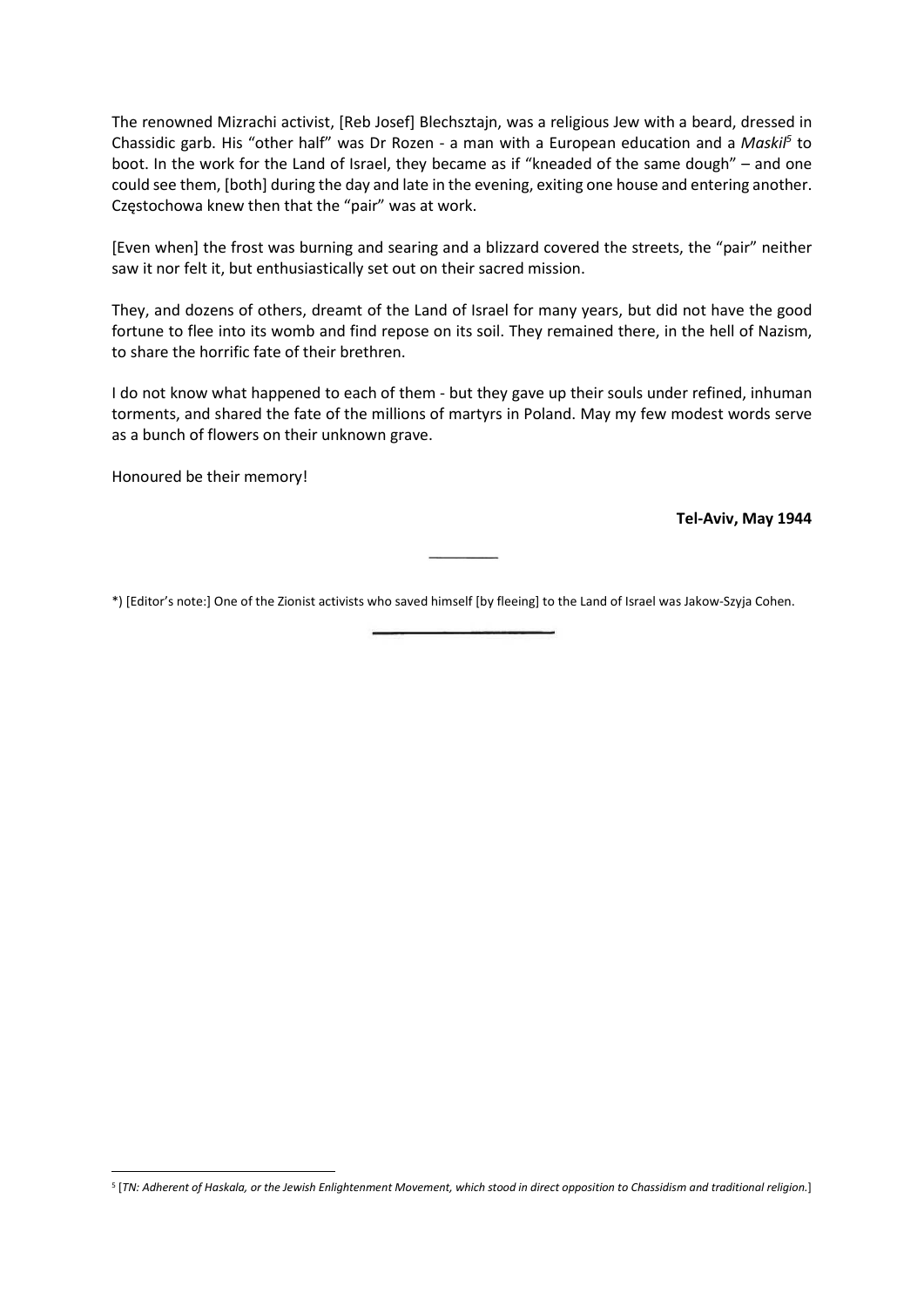The renowned Mizrachi activist, [Reb Josef] Blechsztajn, was a religious Jew with a beard, dressed in Chassidic garb. His "other half" was Dr Rozen - a man with a European education and a *Maskil*[5] to boot. In the work for the Land of Israel, they became as if "kneaded of the same dough" – and one could see them, [both] during the day and late in the evening, exiting one house and entering another. Częstochowa knew then that the "pair" was at work.

[Even when] the frost was burning and searing and a blizzard covered the streets, the "pair" neither saw it nor felt it, but enthusiastically set out on their sacred mission.

They, and dozens of others, dreamt of the Land of Israel for many years, but did not have the good fortune to flee into its womb and find repose on its soil. They remained there, in the hell of Nazism, to share the horrific fate of their brethren.

I do not know what happened to each of them - but they gave up their souls under refined, inhuman torments, and shared the fate of the millions of martyrs in Poland. May my few modest words serve as a bunch of flowers on their unknown grave.

Honoured be their memory!

**Tel-Aviv, May 1944**

---

*) [Editor's note:] One of the Zionist activists who saved himself [by fleeing] to the Land of Israel was Jakow-Szyja Cohen.

---

[5] [*TN: Adherent of Haskala, or the Jewish Enlightenment Movement, which stood in direct opposition to Chassidism and traditional religion.*]